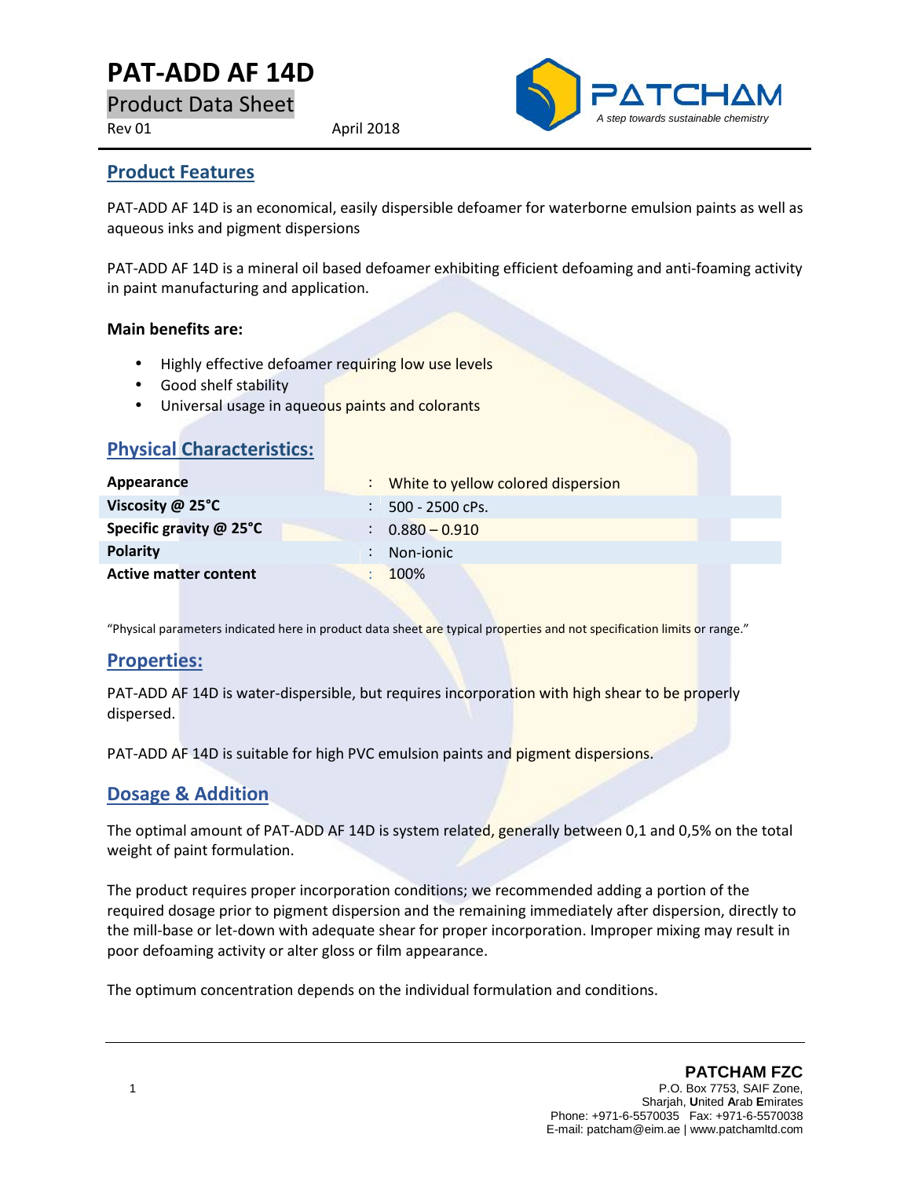# PAT-ADD AF 14D

Product Data Sheet

Rev 01 April 2018

PATCHAM
*A step towards sustainable chemistry*

## Product Features

PAT-ADD AF 14D is an economical, easily dispersible defoamer for waterborne emulsion paints as well as aqueous inks and pigment dispersions

PAT-ADD AF 14D is a mineral oil based defoamer exhibiting efficient defoaming and anti-foaming activity in paint manufacturing and application.

**Main benefits are:**

- Highly effective defoamer requiring low use levels
- Good shelf stability
- Universal usage in aqueous paints and colorants

## Physical Characteristics:

| | |
|---|---|
| **Appearance** | White to yellow colored dispersion |
| **Viscosity @ 25°C** | 500 - 2500 cPs. |
| **Specific gravity @ 25°C** | 0.880 – 0.910 |
| **Polarity** | Non-ionic |
| **Active matter content** | 100% |

"Physical parameters indicated here in product data sheet are typical properties and not specification limits or range."

## Properties:

PAT-ADD AF 14D is water-dispersible, but requires incorporation with high shear to be properly dispersed.

PAT-ADD AF 14D is suitable for high PVC emulsion paints and pigment dispersions.

## Dosage & Addition

The optimal amount of PAT-ADD AF 14D is system related, generally between 0,1 and 0,5% on the total weight of paint formulation.

The product requires proper incorporation conditions; we recommended adding a portion of the required dosage prior to pigment dispersion and the remaining immediately after dispersion, directly to the mill-base or let-down with adequate shear for proper incorporation. Improper mixing may result in poor defoaming activity or alter gloss or film appearance.

The optimum concentration depends on the individual formulation and conditions.

**PATCHAM FZC**
P.O. Box 7753, SAIF Zone,
Sharjah, **U**nited **A**rab **E**mirates
Phone: +971-6-5570035 Fax: +971-6-5570038
E-mail: patcham@eim.ae | www.patchamltd.com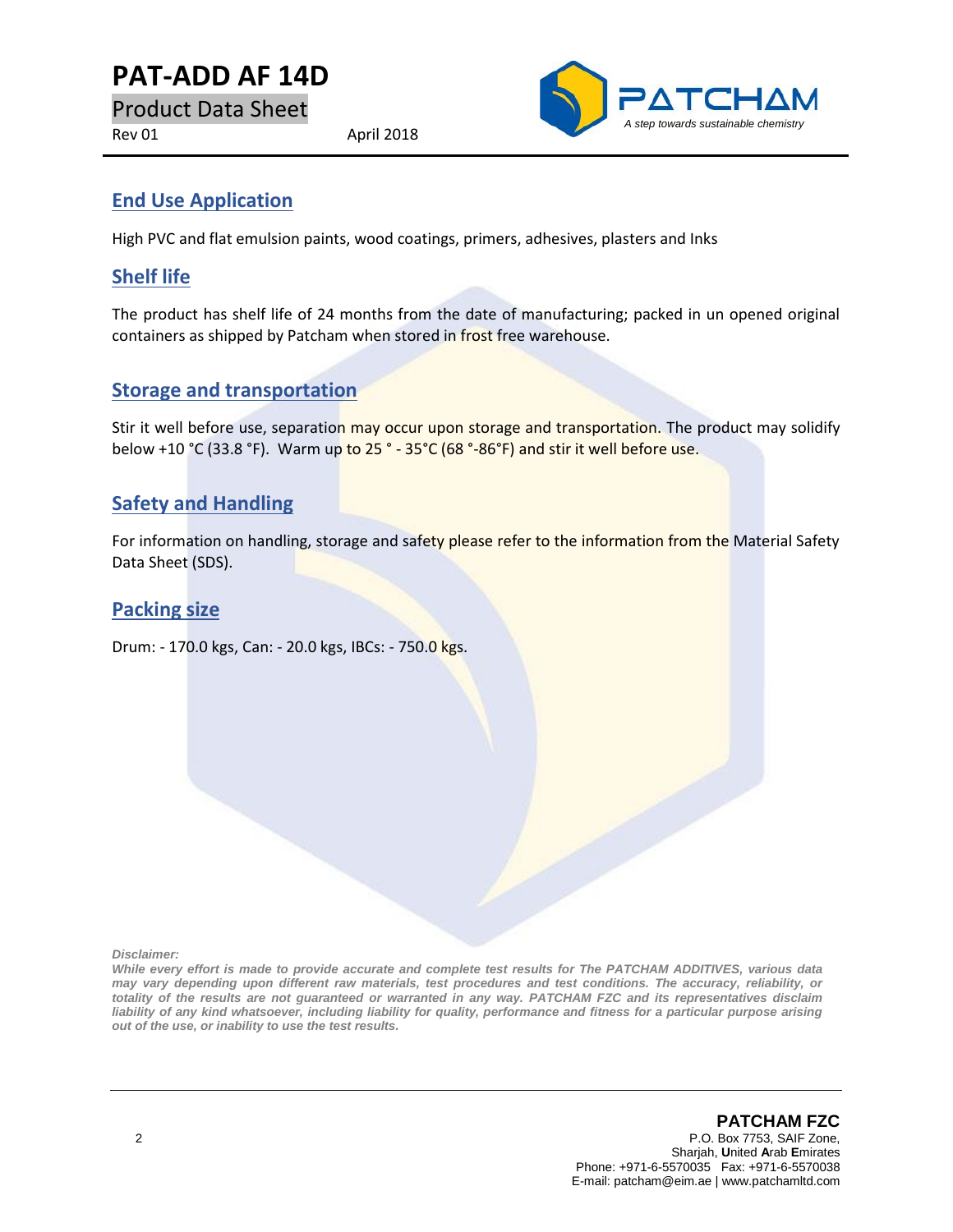## End Use Application

High PVC and flat emulsion paints, wood coatings, primers, adhesives, plasters and Inks

## Shelf life

The product has shelf life of 24 months from the date of manufacturing; packed in un opened original containers as shipped by Patcham when stored in frost free warehouse.

## Storage and transportation

Stir it well before use, separation may occur upon storage and transportation. The product may solidify below +10 °C (33.8 °F). Warm up to 25 ° - 35°C (68 °-86°F) and stir it well before use.

## Safety and Handling

For information on handling, storage and safety please refer to the information from the Material Safety Data Sheet (SDS).

## Packing size

Drum: - 170.0 kgs, Can: - 20.0 kgs, IBCs: - 750.0 kgs.

***Disclaimer:***

***While every effort is made to provide accurate and complete test results for The PATCHAM ADDITIVES, various data may vary depending upon different raw materials, test procedures and test conditions. The accuracy, reliability, or totality of the results are not guaranteed or warranted in any way. PATCHAM FZC and its representatives disclaim liability of any kind whatsoever, including liability for quality, performance and fitness for a particular purpose arising out of the use, or inability to use the test results.***

**PATCHAM FZC**
P.O. Box 7753, SAIF Zone,
Sharjah, **U**nited **A**rab **E**mirates
Phone: +971-6-5570035 Fax: +971-6-5570038
E-mail: patcham@eim.ae | www.patchamltd.com